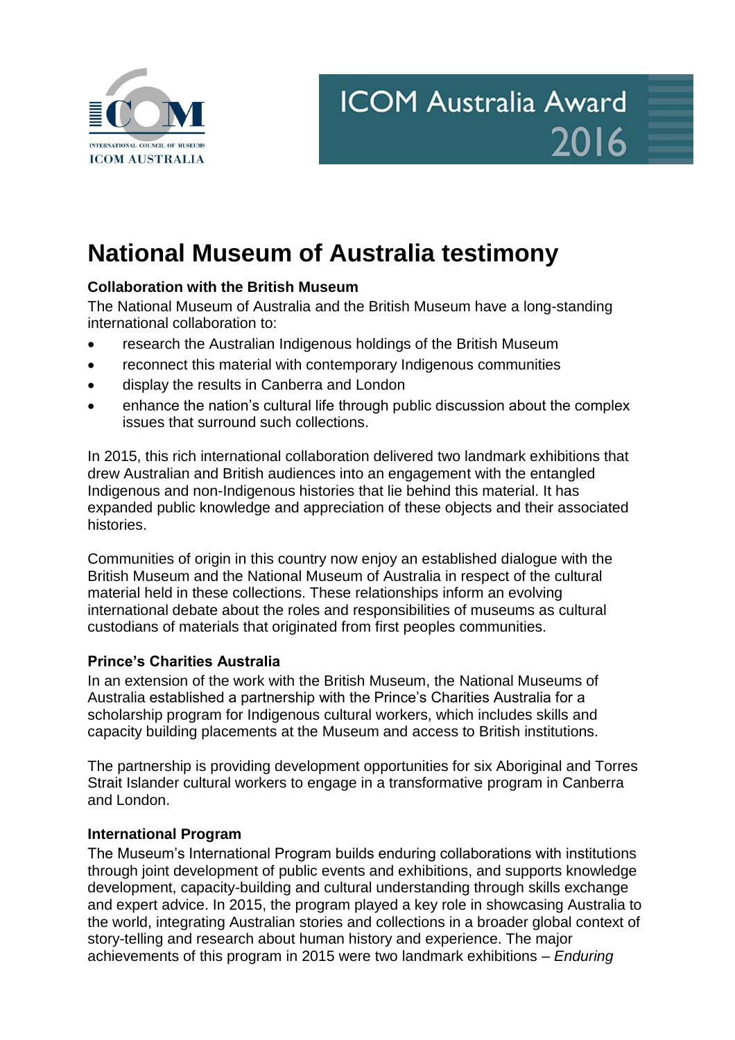ICOM Australia Award 2016

# National Museum of Australia testimony

### Collaboration with the British Museum

The National Museum of Australia and the British Museum have a long-standing international collaboration to:

- research the Australian Indigenous holdings of the British Museum
- reconnect this material with contemporary Indigenous communities
- display the results in Canberra and London
- enhance the nation's cultural life through public discussion about the complex issues that surround such collections.

In 2015, this rich international collaboration delivered two landmark exhibitions that drew Australian and British audiences into an engagement with the entangled Indigenous and non-Indigenous histories that lie behind this material. It has expanded public knowledge and appreciation of these objects and their associated histories.

Communities of origin in this country now enjoy an established dialogue with the British Museum and the National Museum of Australia in respect of the cultural material held in these collections. These relationships inform an evolving international debate about the roles and responsibilities of museums as cultural custodians of materials that originated from first peoples communities.

### Prince's Charities Australia

In an extension of the work with the British Museum, the National Museums of Australia established a partnership with the Prince's Charities Australia for a scholarship program for Indigenous cultural workers, which includes skills and capacity building placements at the Museum and access to British institutions.

The partnership is providing development opportunities for six Aboriginal and Torres Strait Islander cultural workers to engage in a transformative program in Canberra and London.

### International Program

The Museum's International Program builds enduring collaborations with institutions through joint development of public events and exhibitions, and supports knowledge development, capacity-building and cultural understanding through skills exchange and expert advice. In 2015, the program played a key role in showcasing Australia to the world, integrating Australian stories and collections in a broader global context of story-telling and research about human history and experience. The major achievements of this program in 2015 were two landmark exhibitions – *Enduring*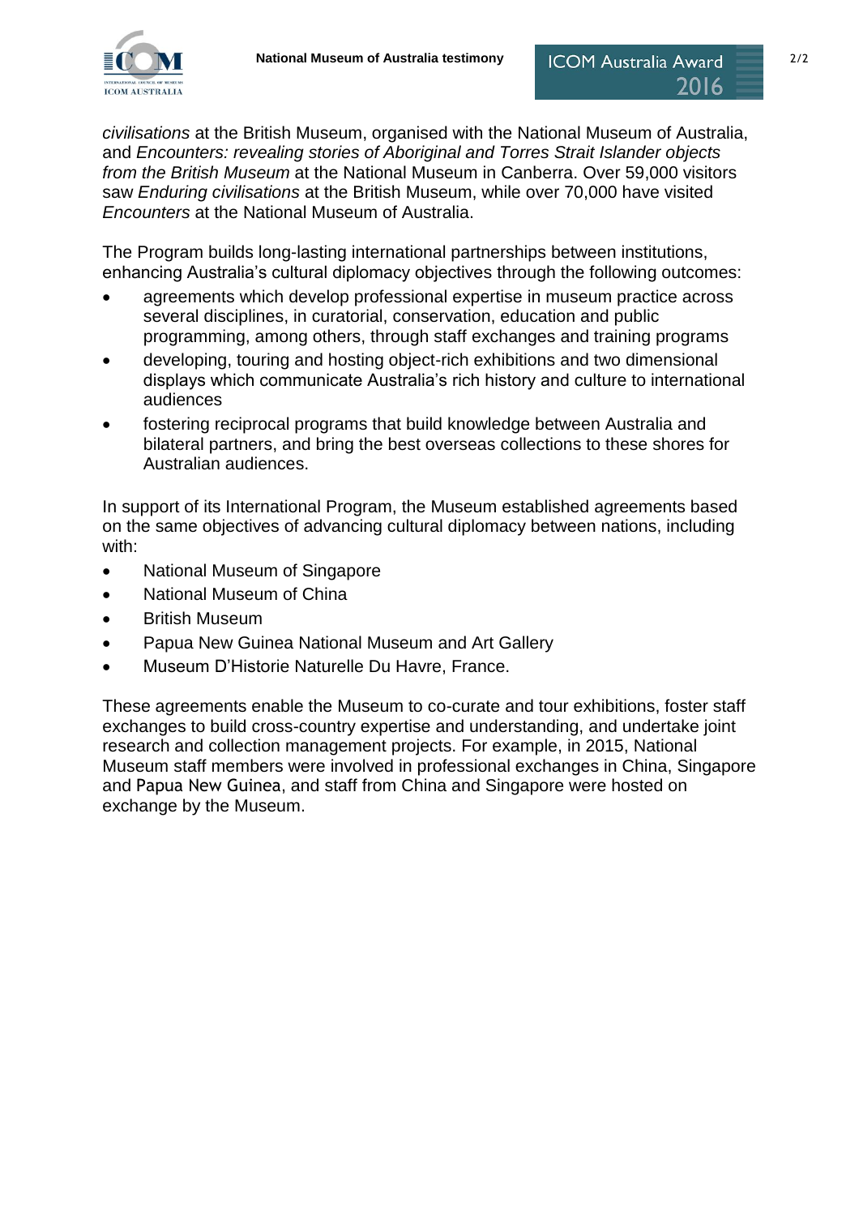*civilisations* at the British Museum, organised with the National Museum of Australia, and *Encounters: revealing stories of Aboriginal and Torres Strait Islander objects from the British Museum* at the National Museum in Canberra. Over 59,000 visitors saw *Enduring civilisations* at the British Museum, while over 70,000 have visited *Encounters* at the National Museum of Australia.

The Program builds long-lasting international partnerships between institutions, enhancing Australia's cultural diplomacy objectives through the following outcomes:

- agreements which develop professional expertise in museum practice across several disciplines, in curatorial, conservation, education and public programming, among others, through staff exchanges and training programs
- developing, touring and hosting object-rich exhibitions and two dimensional displays which communicate Australia's rich history and culture to international audiences
- fostering reciprocal programs that build knowledge between Australia and bilateral partners, and bring the best overseas collections to these shores for Australian audiences.

In support of its International Program, the Museum established agreements based on the same objectives of advancing cultural diplomacy between nations, including with:

- National Museum of Singapore
- National Museum of China
- British Museum
- Papua New Guinea National Museum and Art Gallery
- Museum D'Historie Naturelle Du Havre, France.

These agreements enable the Museum to co-curate and tour exhibitions, foster staff exchanges to build cross-country expertise and understanding, and undertake joint research and collection management projects. For example, in 2015, National Museum staff members were involved in professional exchanges in China, Singapore and Papua New Guinea, and staff from China and Singapore were hosted on exchange by the Museum.